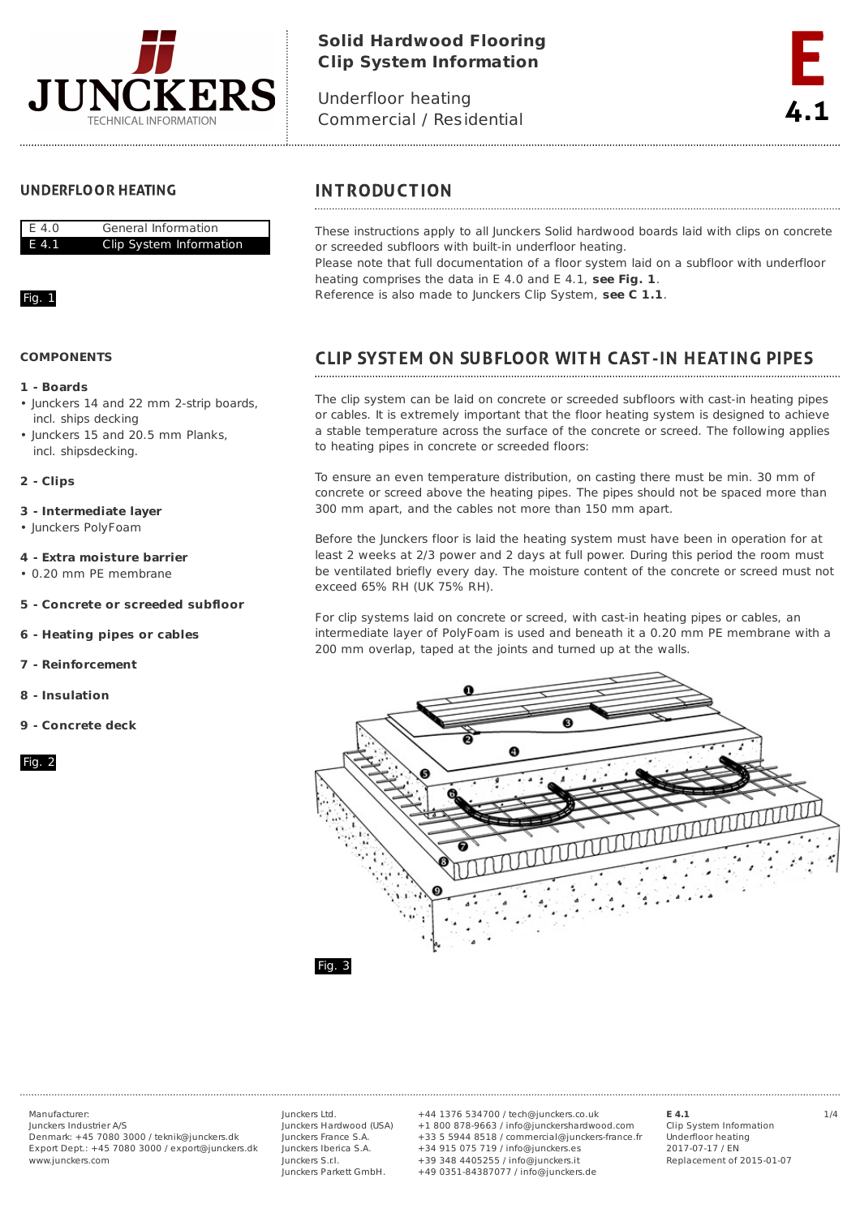# Solid Hardwood Flooring
# Clip System Information

Underfloor heating
Commercial / Residential

E 4.1

## UNDERFLOOR HEATING

| | |
|---|---|
| E 4.0 | General Information |
| E 4.1 | Clip System Information |

Fig. 1

## INTRODUCTION

These instructions apply to all Junckers Solid hardwood boards laid with clips on concrete or screeded subfloors with built-in underfloor heating.
Please note that full documentation of a floor system laid on a subfloor with underfloor heating comprises the data in E 4.0 and E 4.1, **see Fig. 1**.
Reference is also made to Junckers Clip System, **see C 1.1**.

### COMPONENTS

**1 - Boards**
- Junckers 14 and 22 mm 2-strip boards, incl. ships decking
- Junckers 15 and 20.5 mm Planks, incl. shipsdecking.

**2 - Clips**

**3 - Intermediate layer**
- Junckers PolyFoam

**4 - Extra moisture barrier**
- 0.20 mm PE membrane

**5 - Concrete or screeded subfloor**

**6 - Heating pipes or cables**

**7 - Reinforcement**

**8 - Insulation**

**9 - Concrete deck**

Fig. 2

## CLIP SYSTEM ON SUBFLOOR WITH CAST-IN HEATING PIPES

The clip system can be laid on concrete or screeded subfloors with cast-in heating pipes or cables. It is extremely important that the floor heating system is designed to achieve a stable temperature across the surface of the concrete or screed. The following applies to heating pipes in concrete or screeded floors:

To ensure an even temperature distribution, on casting there must be min. 30 mm of concrete or screed above the heating pipes. The pipes should not be spaced more than 300 mm apart, and the cables not more than 150 mm apart.

Before the Junckers floor is laid the heating system must have been in operation for at least 2 weeks at 2/3 power and 2 days at full power. During this period the room must be ventilated briefly every day. The moisture content of the concrete or screed must not exceed 65% RH (UK 75% RH).

For clip systems laid on concrete or screed, with cast-in heating pipes or cables, an intermediate layer of PolyFoam is used and beneath it a 0.20 mm PE membrane with a 200 mm overlap, taped at the joints and turned up at the walls.

Fig. 3

Manufacturer:
Junckers Industrier A/S
Denmark: +45 7080 3000 / teknik@junckers.dk
Export Dept.: +45 7080 3000 / export@junckers.dk
www.junckers.com

Junckers Ltd. +44 1376 534700 / tech@junckers.co.uk
Junckers Hardwood (USA) +1 800 878-9663 / info@junckershardwood.com
Junckers France S.A. +33 5 5944 8518 / commercial@junckers-france.fr
Junckers Iberica S.A. +34 915 075 719 / info@junckers.es
Junckers S.r.l. +39 348 4405255 / info@junckers.it
Junckers Parkett GmbH. +49 0351-84387077 / info@junckers.de

**E 4.1**
Clip System Information
Underfloor heating
2017-07-17 / EN
Replacement of 2015-01-07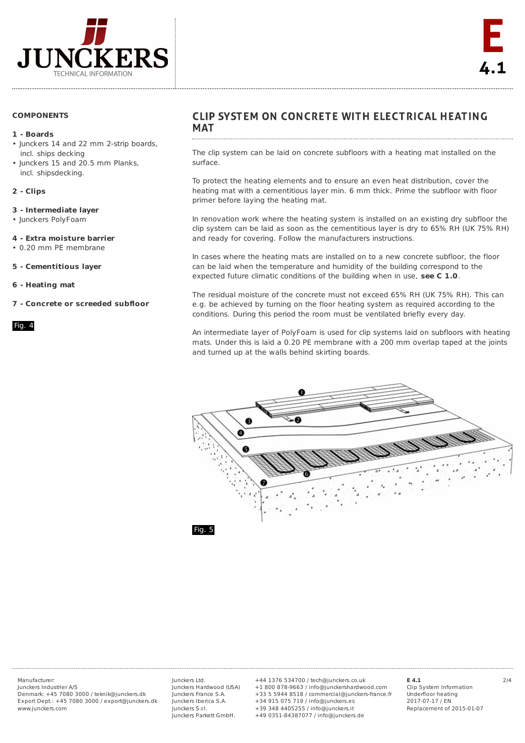## COMPONENTS

**1 - Boards**
- Junckers 14 and 22 mm 2-strip boards, incl. ships decking
- Junckers 15 and 20.5 mm Planks, incl. shipsdecking.

**2 - Clips**

**3 - Intermediate layer**
- Junckers PolyFoam

**4 - Extra moisture barrier**
- 0.20 mm PE membrane

**5 - Cementitious layer**

**6 - Heating mat**

**7 - Concrete or screeded subfloor**

Fig. 4

# CLIP SYSTEM ON CONCRETE WITH ELECTRICAL HEATING MAT

The clip system can be laid on concrete subfloors with a heating mat installed on the surface.

To protect the heating elements and to ensure an even heat distribution, cover the heating mat with a cementitious layer min. 6 mm thick. Prime the subfloor with floor primer before laying the heating mat.

In renovation work where the heating system is installed on an existing dry subfloor the clip system can be laid as soon as the cementitious layer is dry to 65% RH (UK 75% RH) and ready for covering. Follow the manufacturers instructions.

In cases where the heating mats are installed on to a new concrete subfloor, the floor can be laid when the temperature and humidity of the building correspond to the expected future climatic conditions of the building when in use, **see C 1.0**.

The residual moisture of the concrete must not exceed 65% RH (UK 75% RH). This can e.g. be achieved by turning on the floor heating system as required according to the conditions. During this period the room must be ventilated briefly every day.

An intermediate layer of PolyFoam is used for clip systems laid on subfloors with heating mats. Under this is laid a 0.20 PE membrane with a 200 mm overlap taped at the joints and turned up at the walls behind skirting boards.

Fig. 5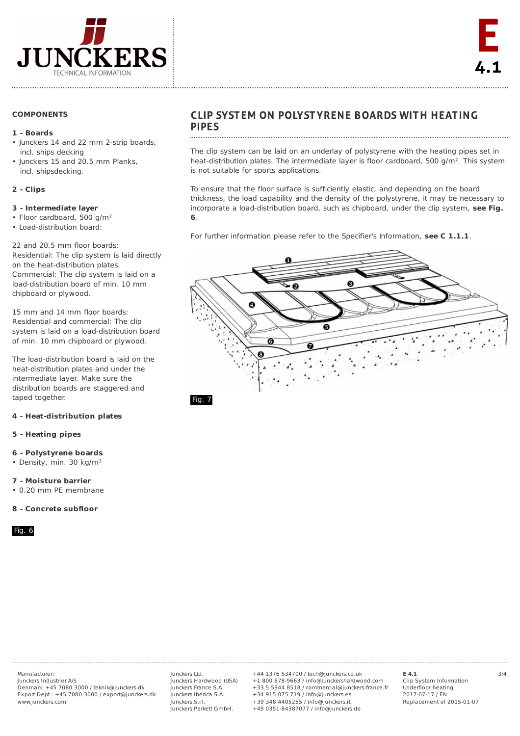## COMPONENTS

**1 - Boards**

- Junckers 14 and 22 mm 2-strip boards, incl. ships decking
- Junckers 15 and 20.5 mm Planks, incl. shipsdecking.

**2 - Clips**

**3 - Intermediate layer**

- Floor cardboard, 500 g/m²
- Load-distribution board:

22 and 20.5 mm floor boards:
Residential: The clip system is laid directly on the heat-distribution plates.
Commercial: The clip system is laid on a load-distribution board of min. 10 mm chipboard or plywood.

15 mm and 14 mm floor boards:
Residential and commercial: The clip system is laid on a load-distribution board of min. 10 mm chipboard or plywood.

The load-distribution board is laid on the heat-distribution plates and under the intermediate layer. Make sure the distribution boards are staggered and taped together.

**4 - Heat-distribution plates**

**5 - Heating pipes**

**6 - Polystyrene boards**

- Density, min. 30 kg/m³

**7 - Moisture barrier**

- 0.20 mm PE membrane

**8 - Concrete subfloor**

Fig. 6

## CLIP SYSTEM ON POLYSTYRENE BOARDS WITH HEATING PIPES

The clip system can be laid on an underlay of polystyrene with the heating pipes set in heat-distribution plates. The intermediate layer is floor cardboard, 500 g/m². This system is not suitable for sports applications.

To ensure that the floor surface is sufficiently elastic, and depending on the board thickness, the load capability and the density of the polystyrene, it may be necessary to incorporate a load-distribution board, such as chipboard, under the clip system, **see Fig. 6**.

For further information please refer to the Specifier's Information, **see C 1.1.1**.

Fig. 7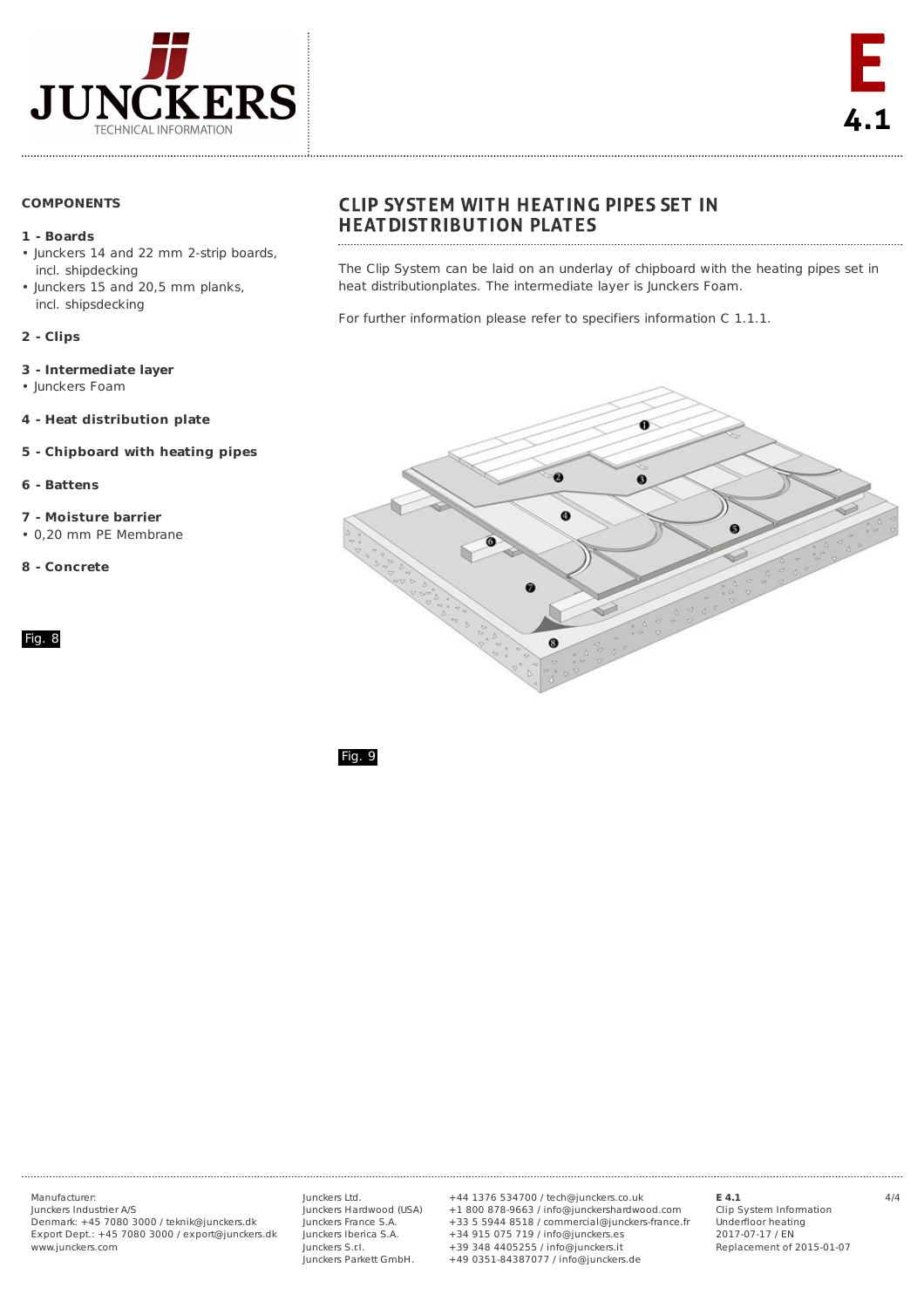## COMPONENTS

**1 - Boards**

- Junckers 14 and 22 mm 2-strip boards, incl. shipdecking
- Junckers 15 and 20,5 mm planks, incl. shipsdecking

**2 - Clips**

**3 - Intermediate layer**

- Junckers Foam

**4 - Heat distribution plate**

**5 - Chipboard with heating pipes**

**6 - Battens**

**7 - Moisture barrier**

- 0,20 mm PE Membrane

**8 - Concrete**

Fig. 8

# CLIP SYSTEM WITH HEATING PIPES SET IN HEATDISTRIBUTION PLATES

The Clip System can be laid on an underlay of chipboard with the heating pipes set in heat distributionplates. The intermediate layer is Junckers Foam.

For further information please refer to specifiers information C 1.1.1.

Fig. 9

Manufacturer:
Junckers Industrier A/S
Denmark: +45 7080 3000 / teknik@junckers.dk
Export Dept.: +45 7080 3000 / export@junckers.dk
www.junckers.com

Junckers Ltd. +44 1376 534700 / tech@junckers.co.uk
Junckers Hardwood (USA) +1 800 878-9663 / info@junckershardwood.com
Junckers France S.A. +33 5 5944 8518 / commercial@junckers-france.fr
Junckers Iberica S.A. +34 915 075 719 / info@junckers.es
Junckers S.rl. +39 348 4405255 / info@junckers.it
Junckers Parkett GmbH. +49 0351-84387077 / info@junckers.de

**E 4.1**
Clip System Information
Underfloor heating
2017-07-17 / EN
Replacement of 2015-01-07